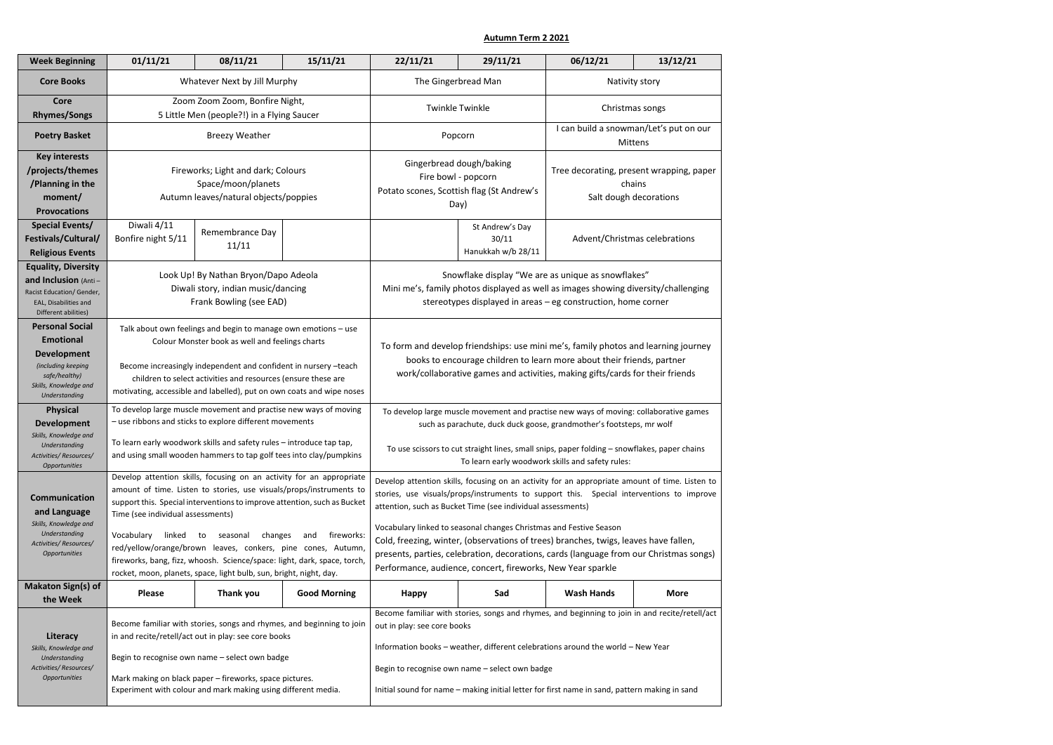# Autumn Term 2 2021

| Week Beginning | 01/11/21 | 08/11/21 | 15/11/21 | 22/11/21 | 29/11/21 | 06/12/21 | 13/12/21 |
|---|---|---|---|---|---|---|---|
| **Core Books** | Whatever Next by Jill Murphy | | | The Gingerbread Man | | Nativity story | |
| **Core Rhymes/Songs** | Zoom Zoom Zoom, Bonfire Night, 5 Little Men (people?!) in a Flying Saucer | | | Twinkle Twinkle | | Christmas songs | |
| **Poetry Basket** | Breezy Weather | | | Popcorn | | I can build a snowman/Let's put on our Mittens | |
| **Key interests /projects/themes /Planning in the moment/ Provocations** | Fireworks; Light and dark; Colours<br>Space/moon/planets<br>Autumn leaves/natural objects/poppies | | | Gingerbread dough/baking<br>Fire bowl - popcorn<br>Potato scones, Scottish flag (St Andrew's Day) | | Tree decorating, present wrapping, paper chains<br>Salt dough decorations | |
| **Special Events/ Festivals/Cultural/ Religious Events** | Diwali 4/11<br>Bonfire night 5/11 | Remembrance Day 11/11 | | | St Andrew's Day 30/11<br>Hanukkah w/b 28/11 | Advent/Christmas celebrations | |
| **Equality, Diversity and Inclusion** (Anti – Racist Education/ Gender, EAL, Disabilities and Different abilities) | Look Up! By Nathan Bryon/Dapo Adeola<br>Diwali story, indian music/dancing<br>Frank Bowling (see EAD) | | | Snowflake display "We are as unique as snowflakes"<br>Mini me's, family photos displayed as well as images showing diversity/challenging stereotypes displayed in areas – eg construction, home corner | | | |
| **Personal Social Emotional Development** *(including keeping safe/healthy) Skills, Knowledge and Understanding* | Talk about own feelings and begin to manage own emotions – use Colour Monster book as well and feelings charts<br><br>Become increasingly independent and confident in nursery –teach children to select activities and resources (ensure these are motivating, accessible and labelled), put on own coats and wipe noses | | | To form and develop friendships: use mini me's, family photos and learning journey books to encourage children to learn more about their friends, partner work/collaborative games and activities, making gifts/cards for their friends | | | |
| **Physical Development** *Skills, Knowledge and Understanding Activities/ Resources/ Opportunities* | To develop large muscle movement and practise new ways of moving – use ribbons and sticks to explore different movements<br><br>To learn early woodwork skills and safety rules – introduce tap tap, and using small wooden hammers to tap golf tees into clay/pumpkins | | | To develop large muscle movement and practise new ways of moving: collaborative games such as parachute, duck duck goose, grandmother's footsteps, mr wolf<br><br>To use scissors to cut straight lines, small snips, paper folding – snowflakes, paper chains<br>To learn early woodwork skills and safety rules: | | | |
| **Communication and Language** *Skills, Knowledge and Understanding Activities/ Resources/ Opportunities* | Develop attention skills, focusing on an activity for an appropriate amount of time. Listen to stories, use visuals/props/instruments to support this. Special interventions to improve attention, such as Bucket Time (see individual assessments)<br><br>Vocabulary linked to seasonal changes and fireworks: red/yellow/orange/brown leaves, conkers, pine cones, Autumn, fireworks, bang, fizz, whoosh. Science/space: light, dark, space, torch, rocket, moon, planets, space, light bulb, sun, bright, night, day. | | | Develop attention skills, focusing on an activity for an appropriate amount of time. Listen to stories, use visuals/props/instruments to support this. Special interventions to improve attention, such as Bucket Time (see individual assessments)<br><br>Vocabulary linked to seasonal changes Christmas and Festive Season<br>Cold, freezing, winter, (observations of trees) branches, twigs, leaves have fallen, presents, parties, celebration, decorations, cards (language from our Christmas songs)<br>Performance, audience, concert, fireworks, New Year sparkle | | | |
| **Makaton Sign(s) of the Week** | **Please** | **Thank you** | **Good Morning** | **Happy** | **Sad** | **Wash Hands** | **More** |
| **Literacy** *Skills, Knowledge and Understanding Activities/ Resources/ Opportunities* | Become familiar with stories, songs and rhymes, and beginning to join in and recite/retell/act out in play: see core books<br><br>Begin to recognise own name – select own badge<br><br>Mark making on black paper – fireworks, space pictures.<br>Experiment with colour and mark making using different media. | | | Become familiar with stories, songs and rhymes, and beginning to join in and recite/retell/act out in play: see core books<br><br>Information books – weather, different celebrations around the world – New Year<br><br>Begin to recognise own name – select own badge<br><br>Initial sound for name – making initial letter for first name in sand, pattern making in sand | | | |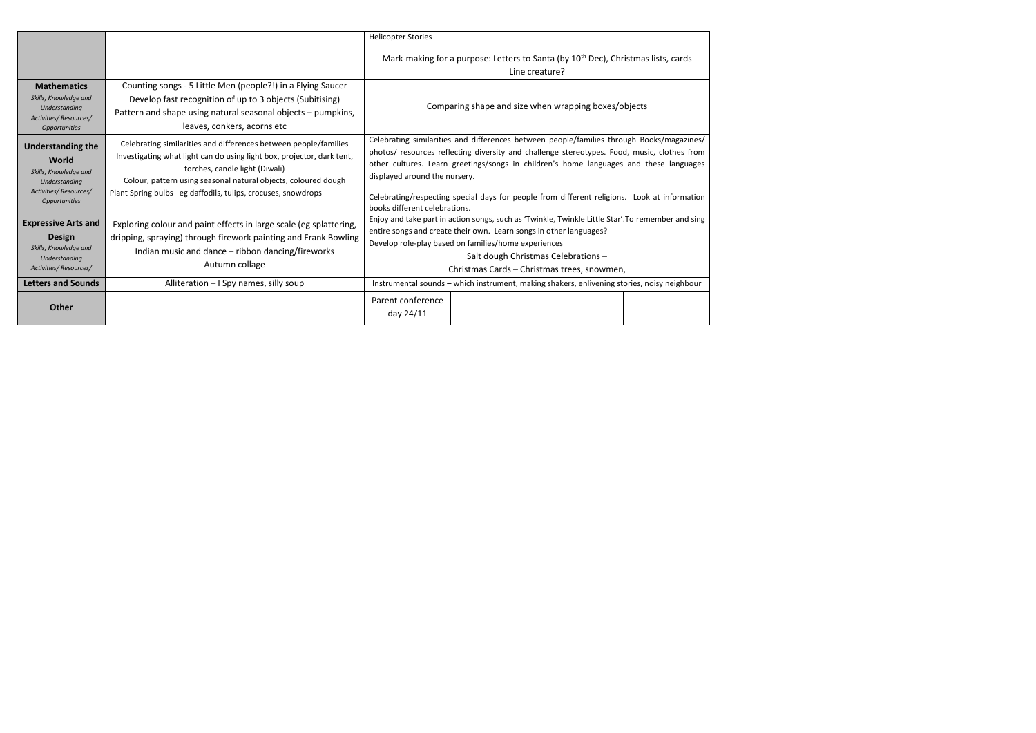| | | | | | |
|---|---|---|---|---|---|
| | | Helicopter Stories<br><br>Mark-making for a purpose: Letters to Santa (by 10th Dec), Christmas lists, cards<br>Line creature? | | | |
| **Mathematics**<br>*Skills, Knowledge and Understanding*<br>*Activities/ Resources/ Opportunities* | Counting songs - 5 Little Men (people?!) in a Flying Saucer<br>Develop fast recognition of up to 3 objects (Subitising)<br>Pattern and shape using natural seasonal objects – pumpkins, leaves, conkers, acorns etc | Comparing shape and size when wrapping boxes/objects | | | |
| **Understanding the World**<br>*Skills, Knowledge and Understanding*<br>*Activities/ Resources/ Opportunities* | Celebrating similarities and differences between people/families<br>Investigating what light can do using light box, projector, dark tent, torches, candle light (Diwali)<br>Colour, pattern using seasonal natural objects, coloured dough<br>Plant Spring bulbs –eg daffodils, tulips, crocuses, snowdrops | Celebrating similarities and differences between people/families through Books/magazines/ photos/ resources reflecting diversity and challenge stereotypes. Food, music, clothes from other cultures. Learn greetings/songs in children's home languages and these languages displayed around the nursery.<br><br>Celebrating/respecting special days for people from different religions. Look at information books different celebrations. | | | |
| **Expressive Arts and Design**<br>*Skills, Knowledge and Understanding*<br>*Activities/ Resources/* | Exploring colour and paint effects in large scale (eg splattering, dripping, spraying) through firework painting and Frank Bowling<br>Indian music and dance – ribbon dancing/fireworks<br>Autumn collage | Enjoy and take part in action songs, such as 'Twinkle, Twinkle Little Star'.To remember and sing entire songs and create their own. Learn songs in other languages?<br>Develop role-play based on families/home experiences<br>Salt dough Christmas Celebrations –<br>Christmas Cards – Christmas trees, snowmen, | | | |
| **Letters and Sounds** | Alliteration – I Spy names, silly soup | Instrumental sounds – which instrument, making shakers, enlivening stories, noisy neighbour | | | |
| **Other** | | Parent conference day 24/11 | | | |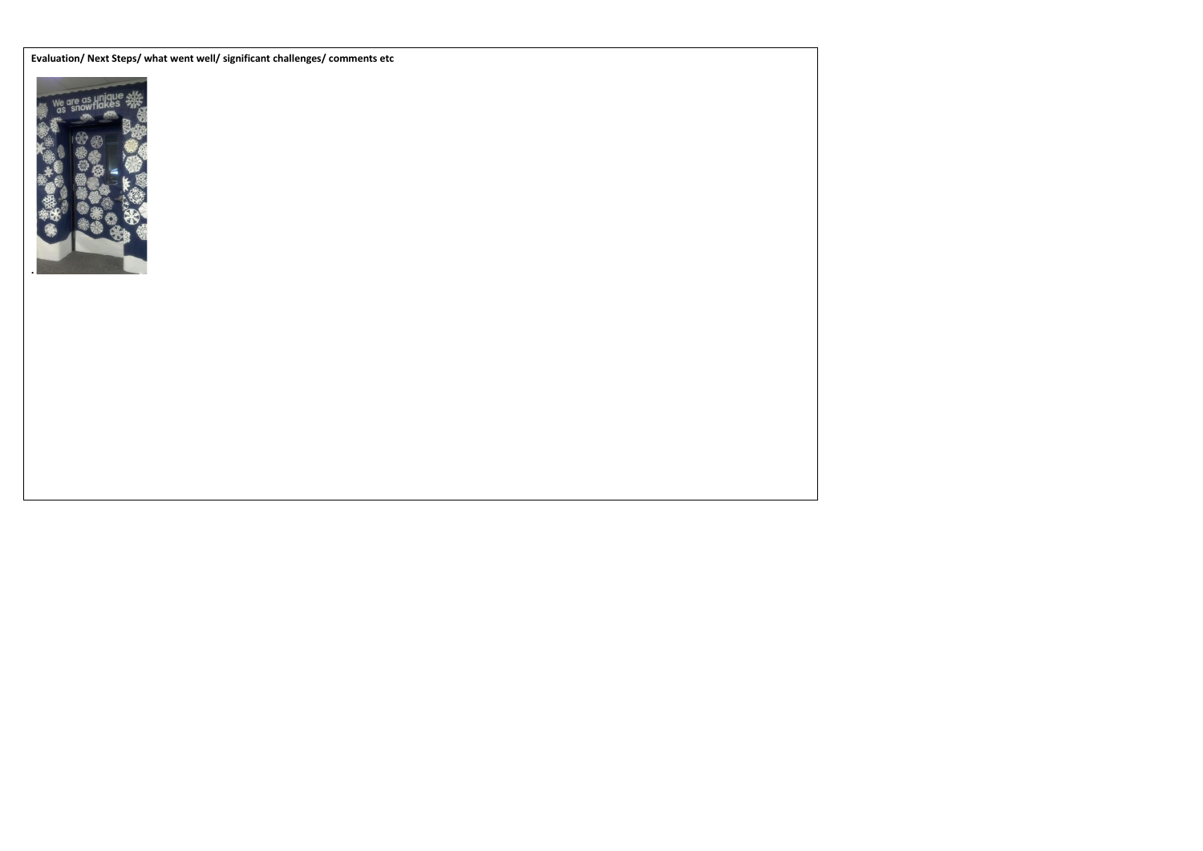**Evaluation/ Next Steps/ what went well/ significant challenges/ comments etc**

.